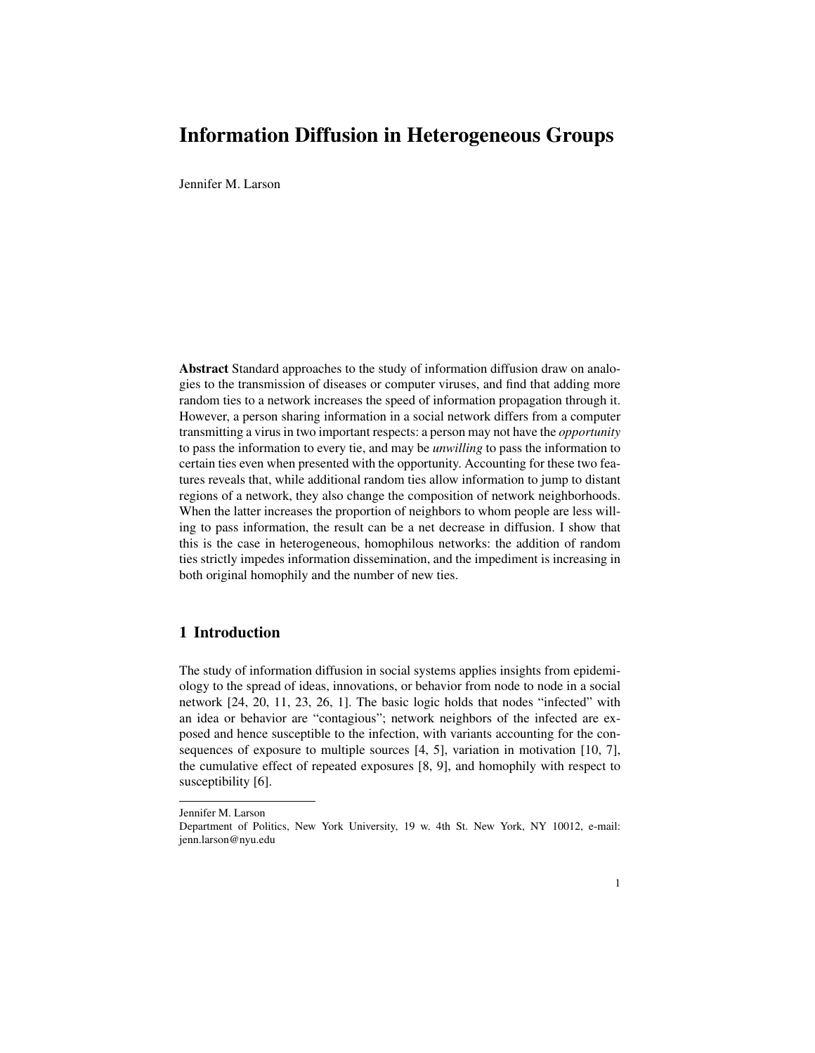# Information Diffusion in Heterogeneous Groups

Jennifer M. Larson

**Abstract** Standard approaches to the study of information diffusion draw on analogies to the transmission of diseases or computer viruses, and find that adding more random ties to a network increases the speed of information propagation through it. However, a person sharing information in a social network differs from a computer transmitting a virus in two important respects: a person may not have the *opportunity* to pass the information to every tie, and may be *unwilling* to pass the information to certain ties even when presented with the opportunity. Accounting for these two features reveals that, while additional random ties allow information to jump to distant regions of a network, they also change the composition of network neighborhoods. When the latter increases the proportion of neighbors to whom people are less willing to pass information, the result can be a net decrease in diffusion. I show that this is the case in heterogeneous, homophilous networks: the addition of random ties strictly impedes information dissemination, and the impediment is increasing in both original homophily and the number of new ties.

## 1 Introduction

The study of information diffusion in social systems applies insights from epidemiology to the spread of ideas, innovations, or behavior from node to node in a social network [24, 20, 11, 23, 26, 1]. The basic logic holds that nodes "infected" with an idea or behavior are "contagious"; network neighbors of the infected are exposed and hence susceptible to the infection, with variants accounting for the consequences of exposure to multiple sources [4, 5], variation in motivation [10, 7], the cumulative effect of repeated exposures [8, 9], and homophily with respect to susceptibility [6].

---

Jennifer M. Larson
Department of Politics, New York University, 19 w. 4th St. New York, NY 10012, e-mail: jenn.larson@nyu.edu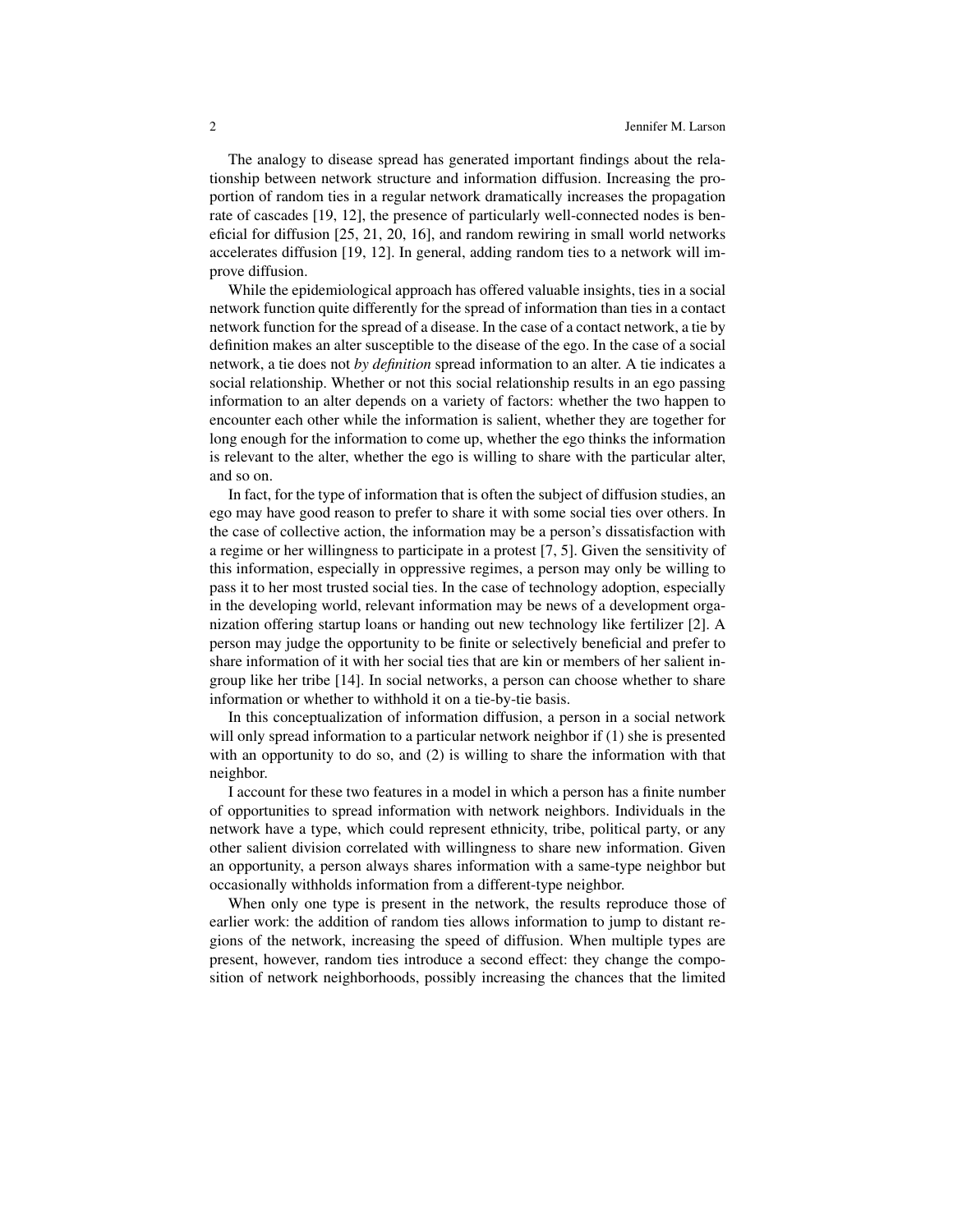The analogy to disease spread has generated important findings about the relationship between network structure and information diffusion. Increasing the proportion of random ties in a regular network dramatically increases the propagation rate of cascades [19, 12], the presence of particularly well-connected nodes is beneficial for diffusion [25, 21, 20, 16], and random rewiring in small world networks accelerates diffusion [19, 12]. In general, adding random ties to a network will improve diffusion.

While the epidemiological approach has offered valuable insights, ties in a social network function quite differently for the spread of information than ties in a contact network function for the spread of a disease. In the case of a contact network, a tie by definition makes an alter susceptible to the disease of the ego. In the case of a social network, a tie does not *by definition* spread information to an alter. A tie indicates a social relationship. Whether or not this social relationship results in an ego passing information to an alter depends on a variety of factors: whether the two happen to encounter each other while the information is salient, whether they are together for long enough for the information to come up, whether the ego thinks the information is relevant to the alter, whether the ego is willing to share with the particular alter, and so on.

In fact, for the type of information that is often the subject of diffusion studies, an ego may have good reason to prefer to share it with some social ties over others. In the case of collective action, the information may be a person's dissatisfaction with a regime or her willingness to participate in a protest [7, 5]. Given the sensitivity of this information, especially in oppressive regimes, a person may only be willing to pass it to her most trusted social ties. In the case of technology adoption, especially in the developing world, relevant information may be news of a development organization offering startup loans or handing out new technology like fertilizer [2]. A person may judge the opportunity to be finite or selectively beneficial and prefer to share information of it with her social ties that are kin or members of her salient ingroup like her tribe [14]. In social networks, a person can choose whether to share information or whether to withhold it on a tie-by-tie basis.

In this conceptualization of information diffusion, a person in a social network will only spread information to a particular network neighbor if (1) she is presented with an opportunity to do so, and (2) is willing to share the information with that neighbor.

I account for these two features in a model in which a person has a finite number of opportunities to spread information with network neighbors. Individuals in the network have a type, which could represent ethnicity, tribe, political party, or any other salient division correlated with willingness to share new information. Given an opportunity, a person always shares information with a same-type neighbor but occasionally withholds information from a different-type neighbor.

When only one type is present in the network, the results reproduce those of earlier work: the addition of random ties allows information to jump to distant regions of the network, increasing the speed of diffusion. When multiple types are present, however, random ties introduce a second effect: they change the composition of network neighborhoods, possibly increasing the chances that the limited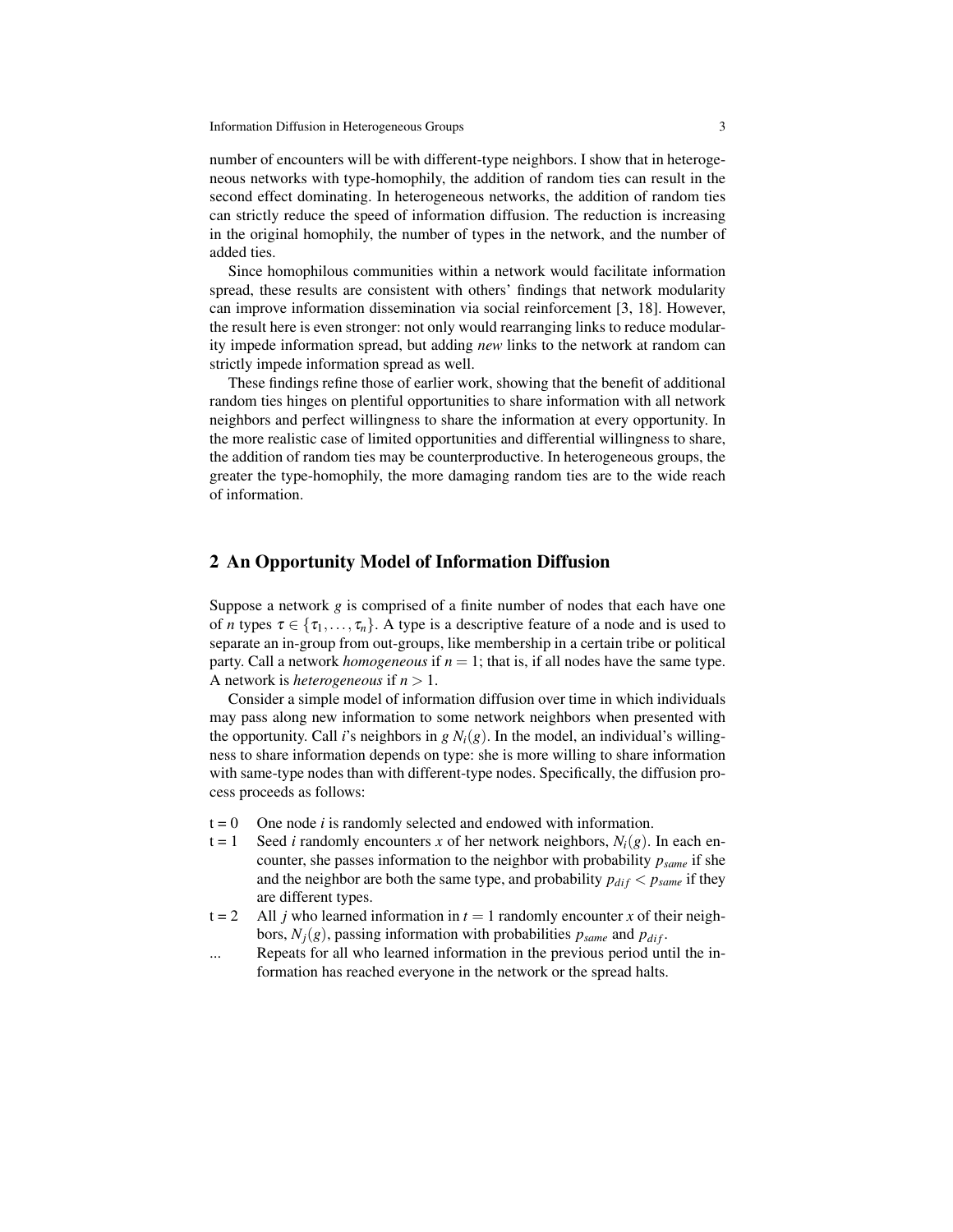number of encounters will be with different-type neighbors. I show that in heterogeneous networks with type-homophily, the addition of random ties can result in the second effect dominating. In heterogeneous networks, the addition of random ties can strictly reduce the speed of information diffusion. The reduction is increasing in the original homophily, the number of types in the network, and the number of added ties.

Since homophilous communities within a network would facilitate information spread, these results are consistent with others' findings that network modularity can improve information dissemination via social reinforcement [3, 18]. However, the result here is even stronger: not only would rearranging links to reduce modularity impede information spread, but adding *new* links to the network at random can strictly impede information spread as well.

These findings refine those of earlier work, showing that the benefit of additional random ties hinges on plentiful opportunities to share information with all network neighbors and perfect willingness to share the information at every opportunity. In the more realistic case of limited opportunities and differential willingness to share, the addition of random ties may be counterproductive. In heterogeneous groups, the greater the type-homophily, the more damaging random ties are to the wide reach of information.

## 2 An Opportunity Model of Information Diffusion

Suppose a network $g$ is comprised of a finite number of nodes that each have one of $n$ types $\tau \in \{\tau_1, \ldots, \tau_n\}$. A type is a descriptive feature of a node and is used to separate an in-group from out-groups, like membership in a certain tribe or political party. Call a network *homogeneous* if $n = 1$; that is, if all nodes have the same type. A network is *heterogeneous* if $n > 1$.

Consider a simple model of information diffusion over time in which individuals may pass along new information to some network neighbors when presented with the opportunity. Call $i$'s neighbors in $g$ $N_i(g)$. In the model, an individual's willingness to share information depends on type: she is more willing to share information with same-type nodes than with different-type nodes. Specifically, the diffusion process proceeds as follows:

- t = 0 One node $i$ is randomly selected and endowed with information.
- t = 1 Seed $i$ randomly encounters $x$ of her network neighbors, $N_i(g)$. In each encounter, she passes information to the neighbor with probability $p_{same}$ if she and the neighbor are both the same type, and probability $p_{dif} < p_{same}$ if they are different types.
- t = 2 All $j$ who learned information in $t = 1$ randomly encounter $x$ of their neighbors, $N_j(g)$, passing information with probabilities $p_{same}$ and $p_{dif}$.
- ... Repeats for all who learned information in the previous period until the information has reached everyone in the network or the spread halts.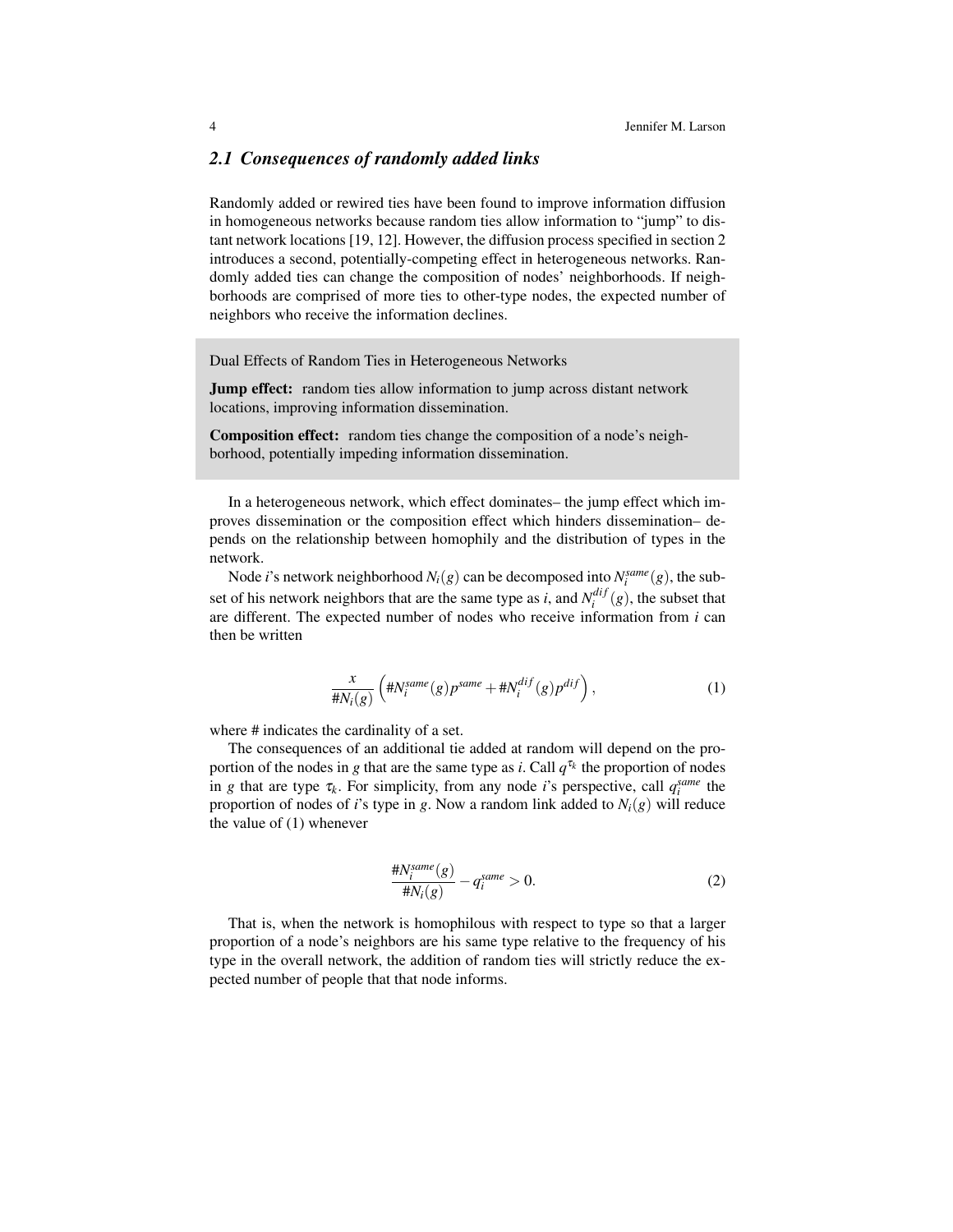### *2.1 Consequences of randomly added links*

Randomly added or rewired ties have been found to improve information diffusion in homogeneous networks because random ties allow information to "jump" to distant network locations [19, 12]. However, the diffusion process specified in section 2 introduces a second, potentially-competing effect in heterogeneous networks. Randomly added ties can change the composition of nodes' neighborhoods. If neighborhoods are comprised of more ties to other-type nodes, the expected number of neighbors who receive the information declines.

> Dual Effects of Random Ties in Heterogeneous Networks
>
> **Jump effect:** random ties allow information to jump across distant network locations, improving information dissemination.
>
> **Composition effect:** random ties change the composition of a node's neighborhood, potentially impeding information dissemination.

In a heterogeneous network, which effect dominates– the jump effect which improves dissemination or the composition effect which hinders dissemination– depends on the relationship between homophily and the distribution of types in the network.

Node *i*'s network neighborhood $N_i(g)$ can be decomposed into $N_i^{same}(g)$, the subset of his network neighbors that are the same type as *i*, and $N_i^{dif}(g)$, the subset that are different. The expected number of nodes who receive information from *i* can then be written

$$\frac{x}{\#N_i(g)}\left(\#N_i^{same}(g)p^{same} + \#N_i^{dif}(g)p^{dif}\right), \tag{1}$$

where # indicates the cardinality of a set.

The consequences of an additional tie added at random will depend on the proportion of the nodes in *g* that are the same type as *i*. Call $q^{\tau_k}$ the proportion of nodes in *g* that are type $\tau_k$. For simplicity, from any node *i*'s perspective, call $q_i^{same}$ the proportion of nodes of *i*'s type in *g*. Now a random link added to $N_i(g)$ will reduce the value of (1) whenever

$$\frac{\#N_i^{same}(g)}{\#N_i(g)} - q_i^{same} > 0. \tag{2}$$

That is, when the network is homophilous with respect to type so that a larger proportion of a node's neighbors are his same type relative to the frequency of his type in the overall network, the addition of random ties will strictly reduce the expected number of people that that node informs.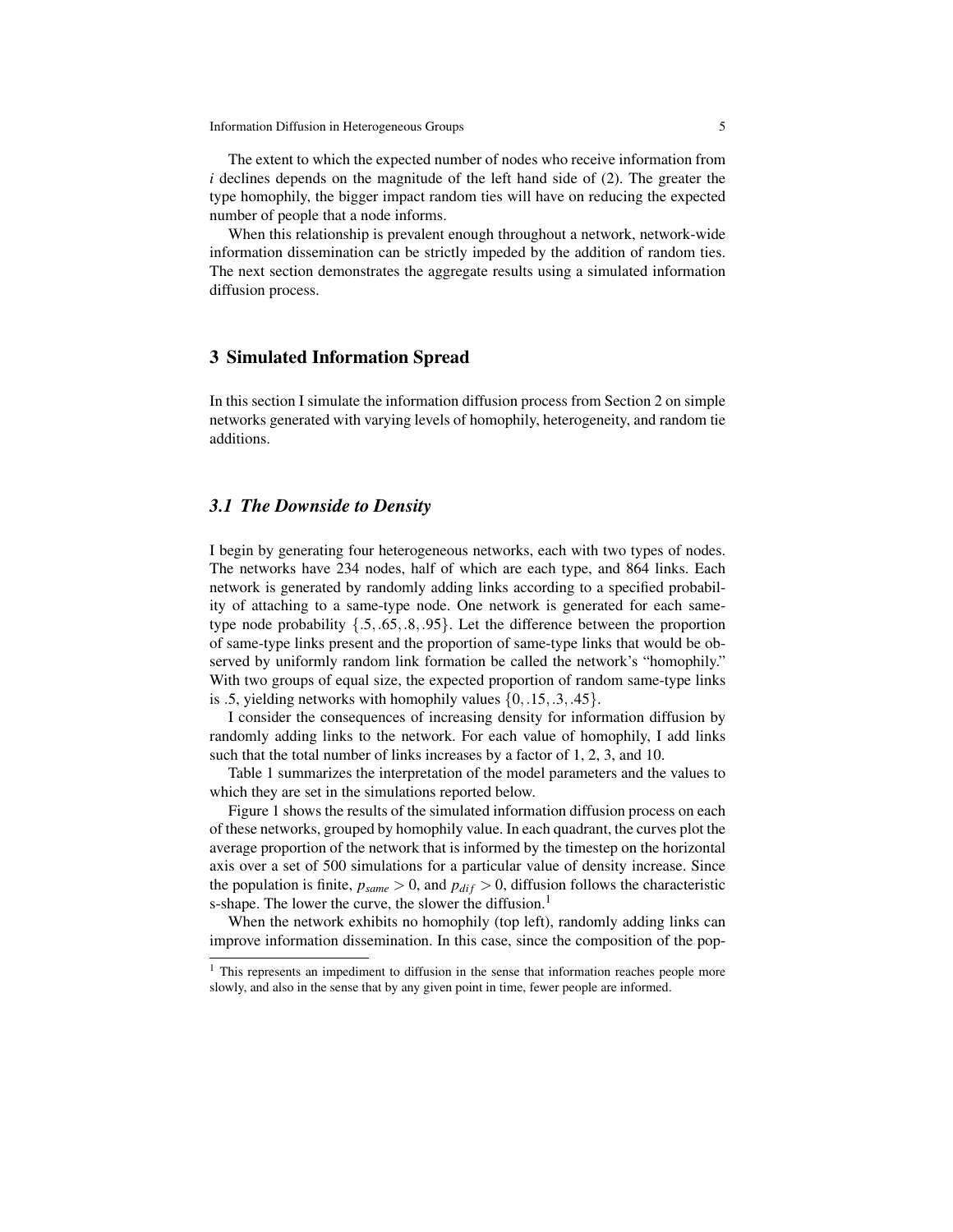The extent to which the expected number of nodes who receive information from $i$ declines depends on the magnitude of the left hand side of (2). The greater the type homophily, the bigger impact random ties will have on reducing the expected number of people that a node informs.

When this relationship is prevalent enough throughout a network, network-wide information dissemination can be strictly impeded by the addition of random ties. The next section demonstrates the aggregate results using a simulated information diffusion process.

## 3 Simulated Information Spread

In this section I simulate the information diffusion process from Section 2 on simple networks generated with varying levels of homophily, heterogeneity, and random tie additions.

### *3.1 The Downside to Density*

I begin by generating four heterogeneous networks, each with two types of nodes. The networks have 234 nodes, half of which are each type, and 864 links. Each network is generated by randomly adding links according to a specified probability of attaching to a same-type node. One network is generated for each same-type node probability $\{.5, .65, .8, .95\}$. Let the difference between the proportion of same-type links present and the proportion of same-type links that would be observed by uniformly random link formation be called the network's "homophily." With two groups of equal size, the expected proportion of random same-type links is .5, yielding networks with homophily values $\{0, .15, .3, .45\}$.

I consider the consequences of increasing density for information diffusion by randomly adding links to the network. For each value of homophily, I add links such that the total number of links increases by a factor of 1, 2, 3, and 10.

Table 1 summarizes the interpretation of the model parameters and the values to which they are set in the simulations reported below.

Figure 1 shows the results of the simulated information diffusion process on each of these networks, grouped by homophily value. In each quadrant, the curves plot the average proportion of the network that is informed by the timestep on the horizontal axis over a set of 500 simulations for a particular value of density increase. Since the population is finite, $p_{same} > 0$, and $p_{dif} > 0$, diffusion follows the characteristic s-shape. The lower the curve, the slower the diffusion.[1]

When the network exhibits no homophily (top left), randomly adding links can improve information dissemination. In this case, since the composition of the pop-

[1] This represents an impediment to diffusion in the sense that information reaches people more slowly, and also in the sense that by any given point in time, fewer people are informed.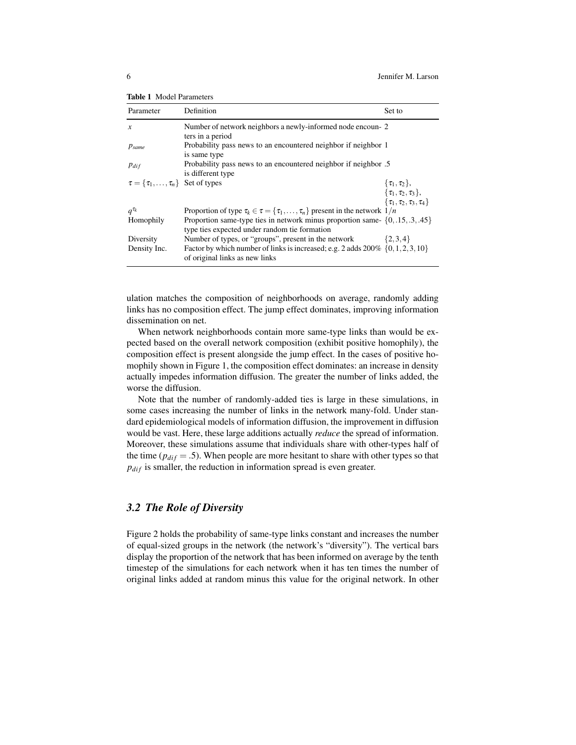**Table 1** Model Parameters

| Parameter | Definition | Set to |
|---|---|---|
| $x$ | Number of network neighbors a newly-informed node encounters in a period | 2 |
| $p_{same}$ | Probability pass news to an encountered neighbor if neighbor is same type | 1 |
| $p_{dif}$ | Probability pass news to an encountered neighbor if neighbor is different type | .5 |
| $\tau = \{\tau_1, \ldots, \tau_n\}$ | Set of types | $\{\tau_1, \tau_2\}$, $\{\tau_1, \tau_2, \tau_3\}$, $\{\tau_1, \tau_2, \tau_3, \tau_4\}$ |
| $q^{\tau_k}$ | Proportion of type $\tau_k \in \tau = \{\tau_1, \ldots, \tau_n\}$ present in the network | $1/n$ |
| Homophily | Proportion same-type ties in network minus proportion same-type ties expected under random tie formation | $\{0, .15, .3, .45\}$ |
| Diversity | Number of types, or "groups", present in the network | $\{2, 3, 4\}$ |
| Density Inc. | Factor by which number of links is increased; e.g. 2 adds 200% of original links as new links | $\{0, 1, 2, 3, 10\}$ |

ulation matches the composition of neighborhoods on average, randomly adding links has no composition effect. The jump effect dominates, improving information dissemination on net.

When network neighborhoods contain more same-type links than would be expected based on the overall network composition (exhibit positive homophily), the composition effect is present alongside the jump effect. In the cases of positive homophily shown in Figure 1, the composition effect dominates: an increase in density actually impedes information diffusion. The greater the number of links added, the worse the diffusion.

Note that the number of randomly-added ties is large in these simulations, in some cases increasing the number of links in the network many-fold. Under standard epidemiological models of information diffusion, the improvement in diffusion would be vast. Here, these large additions actually *reduce* the spread of information. Moreover, these simulations assume that individuals share with other-types half of the time ($p_{dif} = .5$). When people are more hesitant to share with other types so that $p_{dif}$ is smaller, the reduction in information spread is even greater.

### 3.2 The Role of Diversity

Figure 2 holds the probability of same-type links constant and increases the number of equal-sized groups in the network (the network's "diversity"). The vertical bars display the proportion of the network that has been informed on average by the tenth timestep of the simulations for each network when it has ten times the number of original links added at random minus this value for the original network. In other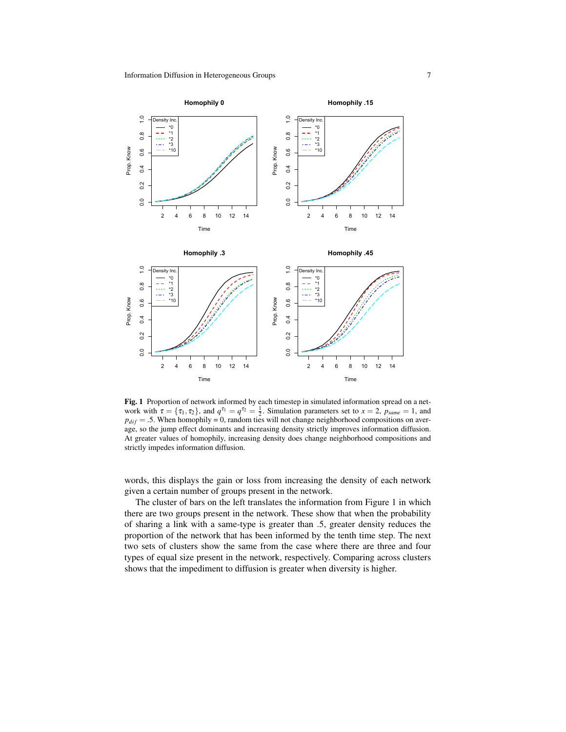**Fig. 1** Proportion of network informed by each timestep in simulated information spread on a network with $\tau = \{\tau_1, \tau_2\}$, and $q^{\tau_1} = q^{\tau_2} = \frac{1}{2}$. Simulation parameters set to $x = 2$, $p_{same} = 1$, and $p_{dif} = .5$. When homophily = 0, random ties will not change neighborhood compositions on average, so the jump effect dominants and increasing density strictly improves information diffusion. At greater values of homophily, increasing density does change neighborhood compositions and strictly impedes information diffusion.

words, this displays the gain or loss from increasing the density of each network given a certain number of groups present in the network.

The cluster of bars on the left translates the information from Figure 1 in which there are two groups present in the network. These show that when the probability of sharing a link with a same-type is greater than .5, greater density reduces the proportion of the network that has been informed by the tenth time step. The next two sets of clusters show the same from the case where there are three and four types of equal size present in the network, respectively. Comparing across clusters shows that the impediment to diffusion is greater when diversity is higher.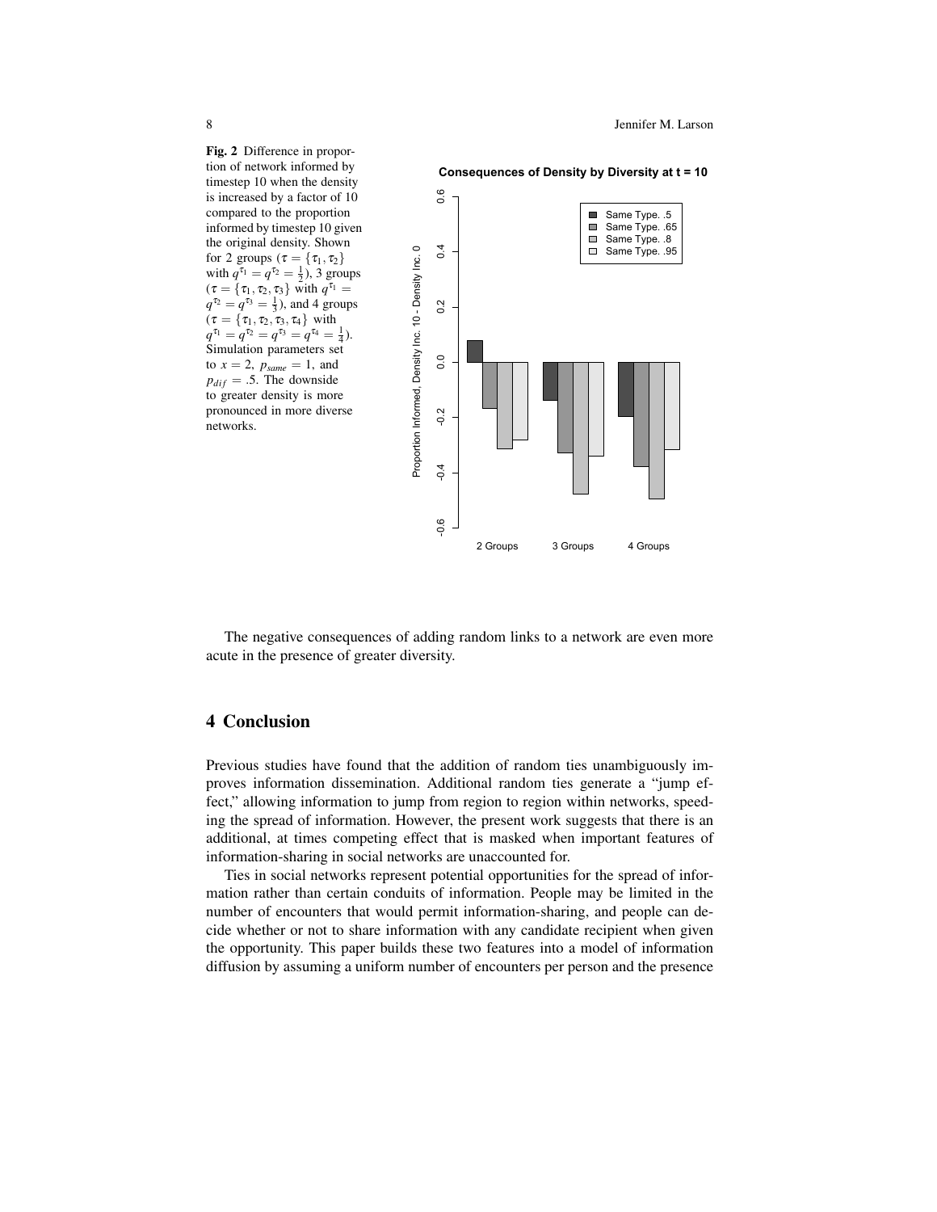**Fig. 2** Difference in proportion of network informed by timestep 10 when the density is increased by a factor of 10 compared to the proportion informed by timestep 10 given the original density. Shown for 2 groups ($\tau = \{\tau_1, \tau_2\}$ with $q^{\tau_1} = q^{\tau_2} = \frac{1}{2}$), 3 groups ($\tau = \{\tau_1, \tau_2, \tau_3\}$ with $q^{\tau_1} = q^{\tau_2} = q^{\tau_3} = \frac{1}{3}$), and 4 groups ($\tau = \{\tau_1, \tau_2, \tau_3, \tau_4\}$ with $q^{\tau_1} = q^{\tau_2} = q^{\tau_3} = q^{\tau_4} = \frac{1}{4}$). Simulation parameters set to $x = 2$, $p_{same} = 1$, and $p_{dif} = .5$. The downside to greater density is more pronounced in more diverse networks.

The negative consequences of adding random links to a network are even more acute in the presence of greater diversity.

## 4 Conclusion

Previous studies have found that the addition of random ties unambiguously improves information dissemination. Additional random ties generate a "jump effect," allowing information to jump from region to region within networks, speeding the spread of information. However, the present work suggests that there is an additional, at times competing effect that is masked when important features of information-sharing in social networks are unaccounted for.

Ties in social networks represent potential opportunities for the spread of information rather than certain conduits of information. People may be limited in the number of encounters that would permit information-sharing, and people can decide whether or not to share information with any candidate recipient when given the opportunity. This paper builds these two features into a model of information diffusion by assuming a uniform number of encounters per person and the presence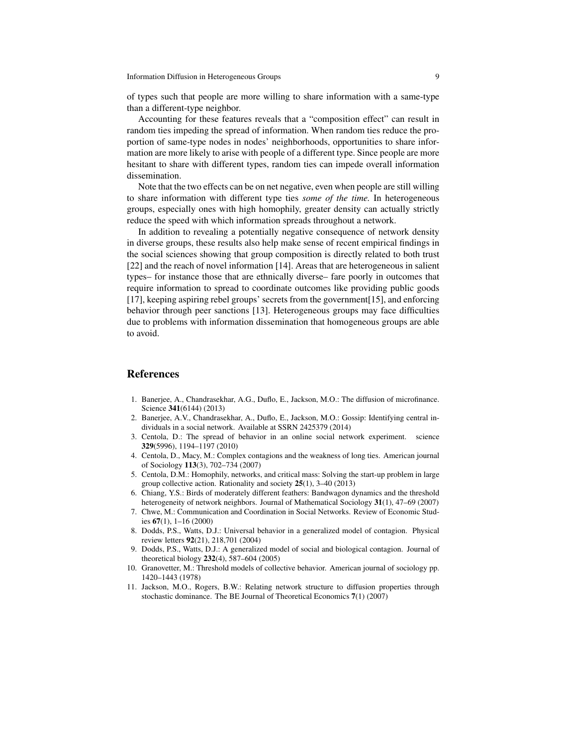of types such that people are more willing to share information with a same-type than a different-type neighbor.

Accounting for these features reveals that a "composition effect" can result in random ties impeding the spread of information. When random ties reduce the proportion of same-type nodes in nodes' neighborhoods, opportunities to share information are more likely to arise with people of a different type. Since people are more hesitant to share with different types, random ties can impede overall information dissemination.

Note that the two effects can be on net negative, even when people are still willing to share information with different type ties *some of the time.* In heterogeneous groups, especially ones with high homophily, greater density can actually strictly reduce the speed with which information spreads throughout a network.

In addition to revealing a potentially negative consequence of network density in diverse groups, these results also help make sense of recent empirical findings in the social sciences showing that group composition is directly related to both trust [22] and the reach of novel information [14]. Areas that are heterogeneous in salient types– for instance those that are ethnically diverse– fare poorly in outcomes that require information to spread to coordinate outcomes like providing public goods [17], keeping aspiring rebel groups' secrets from the government[15], and enforcing behavior through peer sanctions [13]. Heterogeneous groups may face difficulties due to problems with information dissemination that homogeneous groups are able to avoid.

## References

1. Banerjee, A., Chandrasekhar, A.G., Duflo, E., Jackson, M.O.: The diffusion of microfinance. Science **341**(6144) (2013)
2. Banerjee, A.V., Chandrasekhar, A., Duflo, E., Jackson, M.O.: Gossip: Identifying central individuals in a social network. Available at SSRN 2425379 (2014)
3. Centola, D.: The spread of behavior in an online social network experiment. science **329**(5996), 1194–1197 (2010)
4. Centola, D., Macy, M.: Complex contagions and the weakness of long ties. American journal of Sociology **113**(3), 702–734 (2007)
5. Centola, D.M.: Homophily, networks, and critical mass: Solving the start-up problem in large group collective action. Rationality and society **25**(1), 3–40 (2013)
6. Chiang, Y.S.: Birds of moderately different feathers: Bandwagon dynamics and the threshold heterogeneity of network neighbors. Journal of Mathematical Sociology **31**(1), 47–69 (2007)
7. Chwe, M.: Communication and Coordination in Social Networks. Review of Economic Studies **67**(1), 1–16 (2000)
8. Dodds, P.S., Watts, D.J.: Universal behavior in a generalized model of contagion. Physical review letters **92**(21), 218,701 (2004)
9. Dodds, P.S., Watts, D.J.: A generalized model of social and biological contagion. Journal of theoretical biology **232**(4), 587–604 (2005)
10. Granovetter, M.: Threshold models of collective behavior. American journal of sociology pp. 1420–1443 (1978)
11. Jackson, M.O., Rogers, B.W.: Relating network structure to diffusion properties through stochastic dominance. The BE Journal of Theoretical Economics **7**(1) (2007)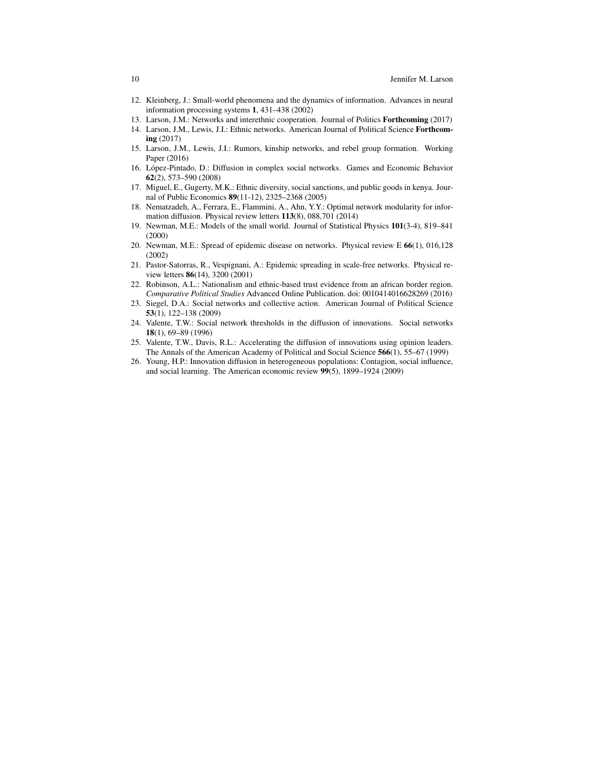12. Kleinberg, J.: Small-world phenomena and the dynamics of information. Advances in neural information processing systems **1**, 431–438 (2002)
13. Larson, J.M.: Networks and interethnic cooperation. Journal of Politics **Forthcoming** (2017)
14. Larson, J.M., Lewis, J.I.: Ethnic networks. American Journal of Political Science **Forthcoming** (2017)
15. Larson, J.M., Lewis, J.I.: Rumors, kinship networks, and rebel group formation. Working Paper (2016)
16. López-Pintado, D.: Diffusion in complex social networks. Games and Economic Behavior **62**(2), 573–590 (2008)
17. Miguel, E., Gugerty, M.K.: Ethnic diversity, social sanctions, and public goods in kenya. Journal of Public Economics **89**(11-12), 2325–2368 (2005)
18. Nematzadeh, A., Ferrara, E., Flammini, A., Ahn, Y.Y.: Optimal network modularity for information diffusion. Physical review letters **113**(8), 088,701 (2014)
19. Newman, M.E.: Models of the small world. Journal of Statistical Physics **101**(3-4), 819–841 (2000)
20. Newman, M.E.: Spread of epidemic disease on networks. Physical review E **66**(1), 016,128 (2002)
21. Pastor-Satorras, R., Vespignani, A.: Epidemic spreading in scale-free networks. Physical review letters **86**(14), 3200 (2001)
22. Robinson, A.L.: Nationalism and ethnic-based trust evidence from an african border region. *Comparative Political Studies* Advanced Online Publication. doi: 0010414016628269 (2016)
23. Siegel, D.A.: Social networks and collective action. American Journal of Political Science **53**(1), 122–138 (2009)
24. Valente, T.W.: Social network thresholds in the diffusion of innovations. Social networks **18**(1), 69–89 (1996)
25. Valente, T.W., Davis, R.L.: Accelerating the diffusion of innovations using opinion leaders. The Annals of the American Academy of Political and Social Science **566**(1), 55–67 (1999)
26. Young, H.P.: Innovation diffusion in heterogeneous populations: Contagion, social influence, and social learning. The American economic review **99**(5), 1899–1924 (2009)